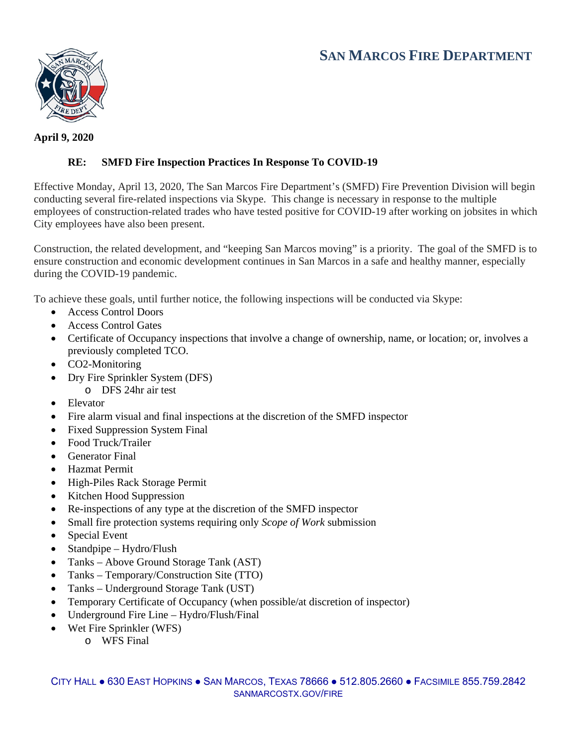# SAN MARCOS FIRE DEPARTMENT

**April 9, 2020**

**RE: SMFD Fire Inspection Practices In Response To COVID-19**

Effective Monday, April 13, 2020, The San Marcos Fire Department's (SMFD) Fire Prevention Division will begin conducting several fire-related inspections via Skype. This change is necessary in response to the multiple employees of construction-related trades who have tested positive for COVID-19 after working on jobsites in which City employees have also been present.

Construction, the related development, and "keeping San Marcos moving" is a priority. The goal of the SMFD is to ensure construction and economic development continues in San Marcos in a safe and healthy manner, especially during the COVID-19 pandemic.

To achieve these goals, until further notice, the following inspections will be conducted via Skype:

- Access Control Doors
- Access Control Gates
- Certificate of Occupancy inspections that involve a change of ownership, name, or location; or, involves a previously completed TCO.
- CO2-Monitoring
- Dry Fire Sprinkler System (DFS)
  - DFS 24hr air test
- Elevator
- Fire alarm visual and final inspections at the discretion of the SMFD inspector
- Fixed Suppression System Final
- Food Truck/Trailer
- Generator Final
- Hazmat Permit
- High-Piles Rack Storage Permit
- Kitchen Hood Suppression
- Re-inspections of any type at the discretion of the SMFD inspector
- Small fire protection systems requiring only *Scope of Work* submission
- Special Event
- Standpipe – Hydro/Flush
- Tanks – Above Ground Storage Tank (AST)
- Tanks – Temporary/Construction Site (TTO)
- Tanks – Underground Storage Tank (UST)
- Temporary Certificate of Occupancy (when possible/at discretion of inspector)
- Underground Fire Line – Hydro/Flush/Final
- Wet Fire Sprinkler (WFS)
  - WFS Final

CITY HALL ● 630 EAST HOPKINS ● SAN MARCOS, TEXAS 78666 ● 512.805.2660 ● FACSIMILE 855.759.2842
SANMARCOSTX.GOV/FIRE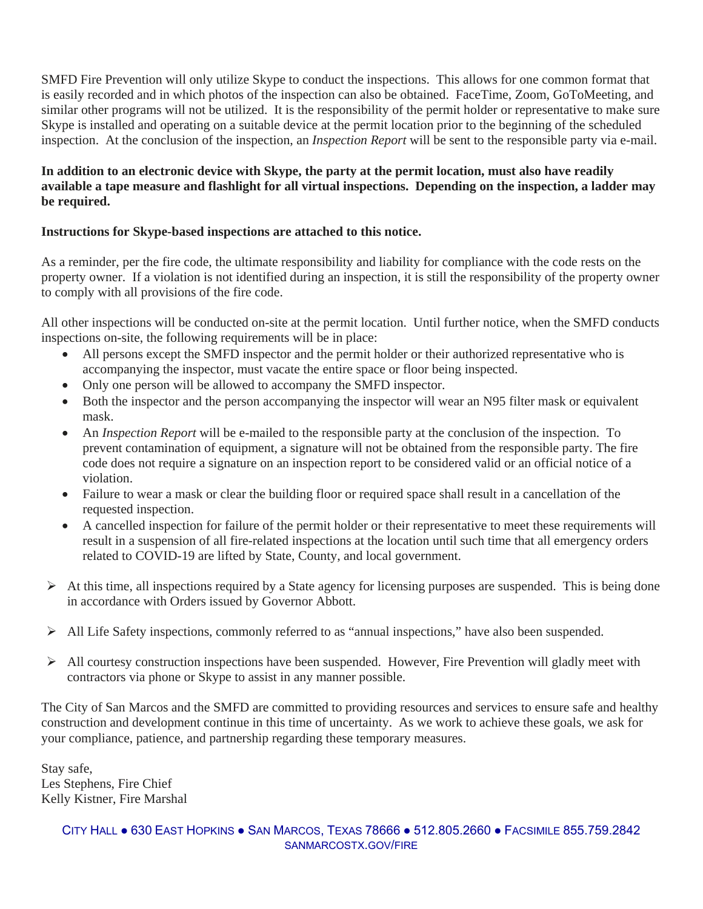SMFD Fire Prevention will only utilize Skype to conduct the inspections. This allows for one common format that is easily recorded and in which photos of the inspection can also be obtained. FaceTime, Zoom, GoToMeeting, and similar other programs will not be utilized. It is the responsibility of the permit holder or representative to make sure Skype is installed and operating on a suitable device at the permit location prior to the beginning of the scheduled inspection. At the conclusion of the inspection, an *Inspection Report* will be sent to the responsible party via e-mail.

**In addition to an electronic device with Skype, the party at the permit location, must also have readily available a tape measure and flashlight for all virtual inspections. Depending on the inspection, a ladder may be required.**

**Instructions for Skype-based inspections are attached to this notice.**

As a reminder, per the fire code, the ultimate responsibility and liability for compliance with the code rests on the property owner. If a violation is not identified during an inspection, it is still the responsibility of the property owner to comply with all provisions of the fire code.

All other inspections will be conducted on-site at the permit location. Until further notice, when the SMFD conducts inspections on-site, the following requirements will be in place:

- All persons except the SMFD inspector and the permit holder or their authorized representative who is accompanying the inspector, must vacate the entire space or floor being inspected.
- Only one person will be allowed to accompany the SMFD inspector.
- Both the inspector and the person accompanying the inspector will wear an N95 filter mask or equivalent mask.
- An *Inspection Report* will be e-mailed to the responsible party at the conclusion of the inspection. To prevent contamination of equipment, a signature will not be obtained from the responsible party. The fire code does not require a signature on an inspection report to be considered valid or an official notice of a violation.
- Failure to wear a mask or clear the building floor or required space shall result in a cancellation of the requested inspection.
- A cancelled inspection for failure of the permit holder or their representative to meet these requirements will result in a suspension of all fire-related inspections at the location until such time that all emergency orders related to COVID-19 are lifted by State, County, and local government.

- At this time, all inspections required by a State agency for licensing purposes are suspended. This is being done in accordance with Orders issued by Governor Abbott.

- All Life Safety inspections, commonly referred to as "annual inspections," have also been suspended.

- All courtesy construction inspections have been suspended. However, Fire Prevention will gladly meet with contractors via phone or Skype to assist in any manner possible.

The City of San Marcos and the SMFD are committed to providing resources and services to ensure safe and healthy construction and development continue in this time of uncertainty. As we work to achieve these goals, we ask for your compliance, patience, and partnership regarding these temporary measures.

Stay safe,
Les Stephens, Fire Chief
Kelly Kistner, Fire Marshal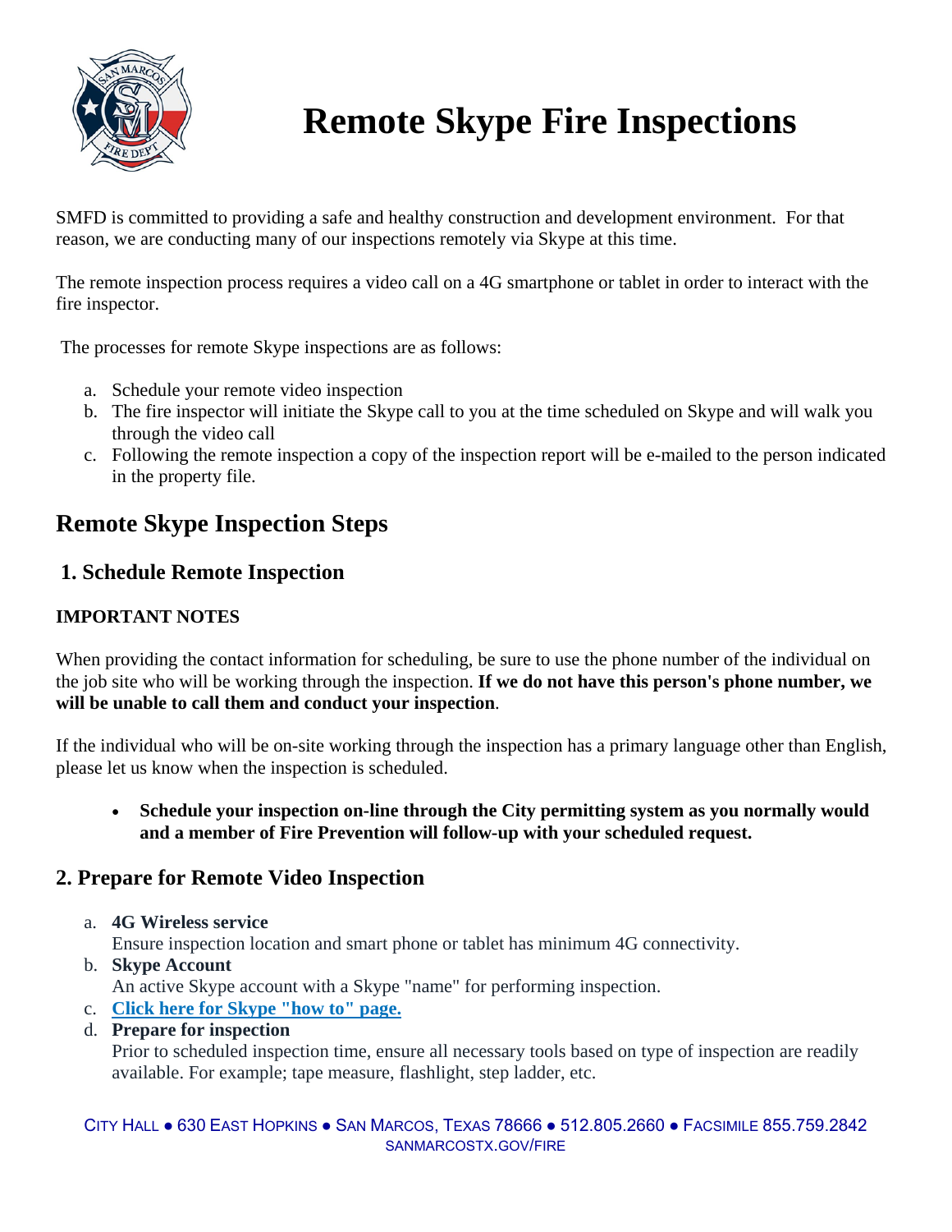# Remote Skype Fire Inspections

SMFD is committed to providing a safe and healthy construction and development environment. For that reason, we are conducting many of our inspections remotely via Skype at this time.

The remote inspection process requires a video call on a 4G smartphone or tablet in order to interact with the fire inspector.

The processes for remote Skype inspections are as follows:

a. Schedule your remote video inspection
b. The fire inspector will initiate the Skype call to you at the time scheduled on Skype and will walk you through the video call
c. Following the remote inspection a copy of the inspection report will be e-mailed to the person indicated in the property file.

## Remote Skype Inspection Steps

### 1. Schedule Remote Inspection

**IMPORTANT NOTES**

When providing the contact information for scheduling, be sure to use the phone number of the individual on the job site who will be working through the inspection. **If we do not have this person's phone number, we will be unable to call them and conduct your inspection**.

If the individual who will be on-site working through the inspection has a primary language other than English, please let us know when the inspection is scheduled.

- **Schedule your inspection on-line through the City permitting system as you normally would and a member of Fire Prevention will follow-up with your scheduled request.**

### 2. Prepare for Remote Video Inspection

a. **4G Wireless service**
   Ensure inspection location and smart phone or tablet has minimum 4G connectivity.
b. **Skype Account**
   An active Skype account with a Skype "name" for performing inspection.
c. **Click here for Skype "how to" page.**
d. **Prepare for inspection**
   Prior to scheduled inspection time, ensure all necessary tools based on type of inspection are readily available. For example; tape measure, flashlight, step ladder, etc.

CITY HALL ● 630 EAST HOPKINS ● SAN MARCOS, TEXAS 78666 ● 512.805.2660 ● FACSIMILE 855.759.2842
SANMARCOSTX.GOV/FIRE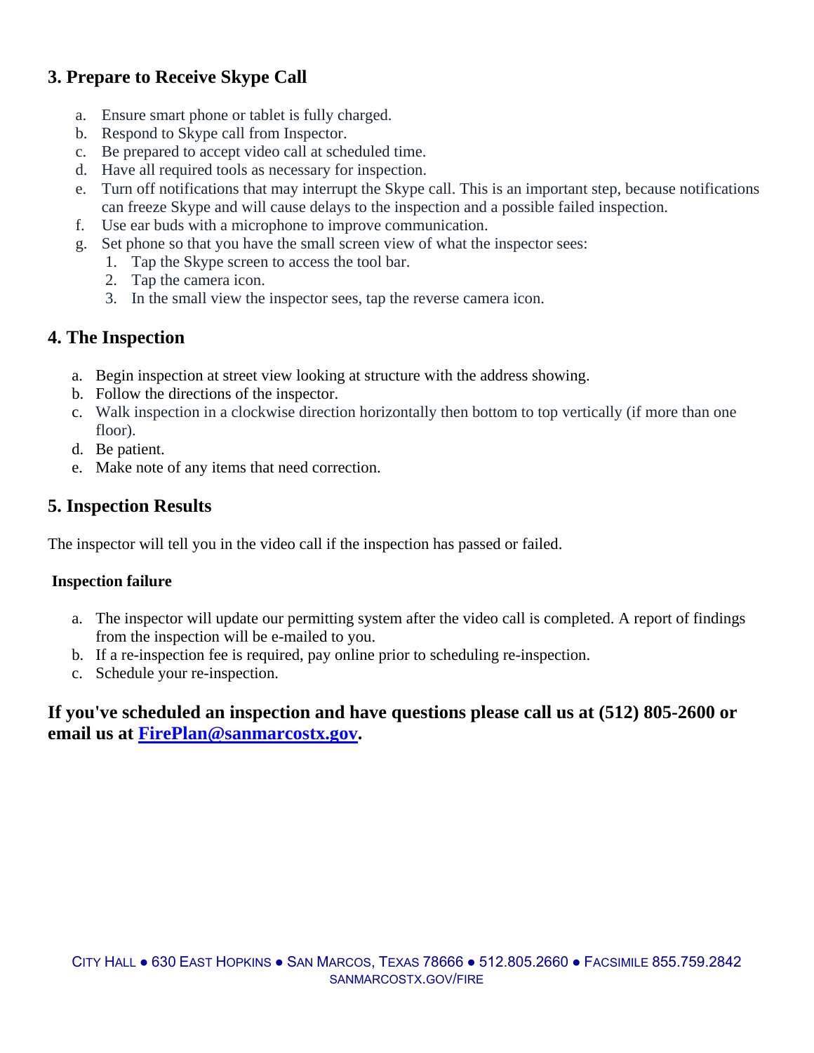## 3. Prepare to Receive Skype Call

a. Ensure smart phone or tablet is fully charged.
b. Respond to Skype call from Inspector.
c. Be prepared to accept video call at scheduled time.
d. Have all required tools as necessary for inspection.
e. Turn off notifications that may interrupt the Skype call. This is an important step, because notifications can freeze Skype and will cause delays to the inspection and a possible failed inspection.
f. Use ear buds with a microphone to improve communication.
g. Set phone so that you have the small screen view of what the inspector sees:
    1. Tap the Skype screen to access the tool bar.
    2. Tap the camera icon.
    3. In the small view the inspector sees, tap the reverse camera icon.

## 4. The Inspection

a. Begin inspection at street view looking at structure with the address showing.
b. Follow the directions of the inspector.
c. Walk inspection in a clockwise direction horizontally then bottom to top vertically (if more than one floor).
d. Be patient.
e. Make note of any items that need correction.

## 5. Inspection Results

The inspector will tell you in the video call if the inspection has passed or failed.

**Inspection failure**

a. The inspector will update our permitting system after the video call is completed. A report of findings from the inspection will be e-mailed to you.
b. If a re-inspection fee is required, pay online prior to scheduling re-inspection.
c. Schedule your re-inspection.

**If you've scheduled an inspection and have questions please call us at (512) 805-2600 or email us at [FirePlan@sanmarcostx.gov](mailto:FirePlan@sanmarcostx.gov).**

CITY HALL ● 630 EAST HOPKINS ● SAN MARCOS, TEXAS 78666 ● 512.805.2660 ● FACSIMILE 855.759.2842
SANMARCOSTX.GOV/FIRE